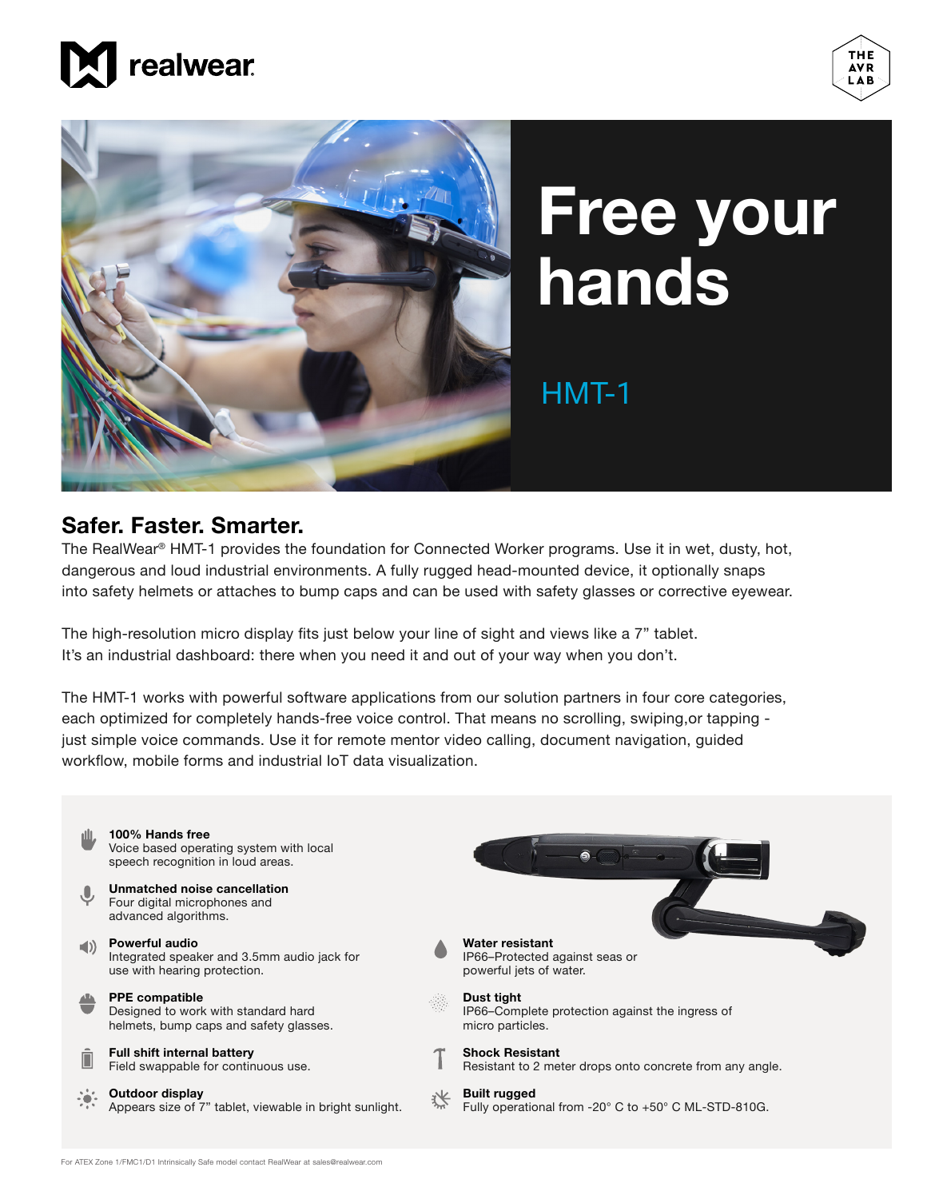realwear

THE AVR LAB

# Free your hands

HMT-1

## Safer. Faster. Smarter.

The RealWear® HMT-1 provides the foundation for Connected Worker programs. Use it in wet, dusty, hot, dangerous and loud industrial environments. A fully rugged head-mounted device, it optionally snaps into safety helmets or attaches to bump caps and can be used with safety glasses or corrective eyewear.

The high-resolution micro display fits just below your line of sight and views like a 7” tablet. It’s an industrial dashboard: there when you need it and out of your way when you don’t.

The HMT-1 works with powerful software applications from our solution partners in four core categories, each optimized for completely hands-free voice control. That means no scrolling, swiping,or tapping - just simple voice commands. Use it for remote mentor video calling, document navigation, guided workflow, mobile forms and industrial IoT data visualization.

**100% Hands free**
Voice based operating system with local speech recognition in loud areas.

**Unmatched noise cancellation**
Four digital microphones and advanced algorithms.

**Powerful audio**
Integrated speaker and 3.5mm audio jack for use with hearing protection.

**PPE compatible**
Designed to work with standard hard helmets, bump caps and safety glasses.

**Full shift internal battery**
Field swappable for continuous use.

**Outdoor display**
Appears size of 7” tablet, viewable in bright sunlight.

**Water resistant**
IP66–Protected against seas or powerful jets of water.

**Dust tight**
IP66–Complete protection against the ingress of micro particles.

**Shock Resistant**
Resistant to 2 meter drops onto concrete from any angle.

**Built rugged**
Fully operational from -20° C to +50° C ML-STD-810G.

For ATEX Zone 1/FMC1/D1 Intrinsically Safe model contact RealWear at sales@realwear.com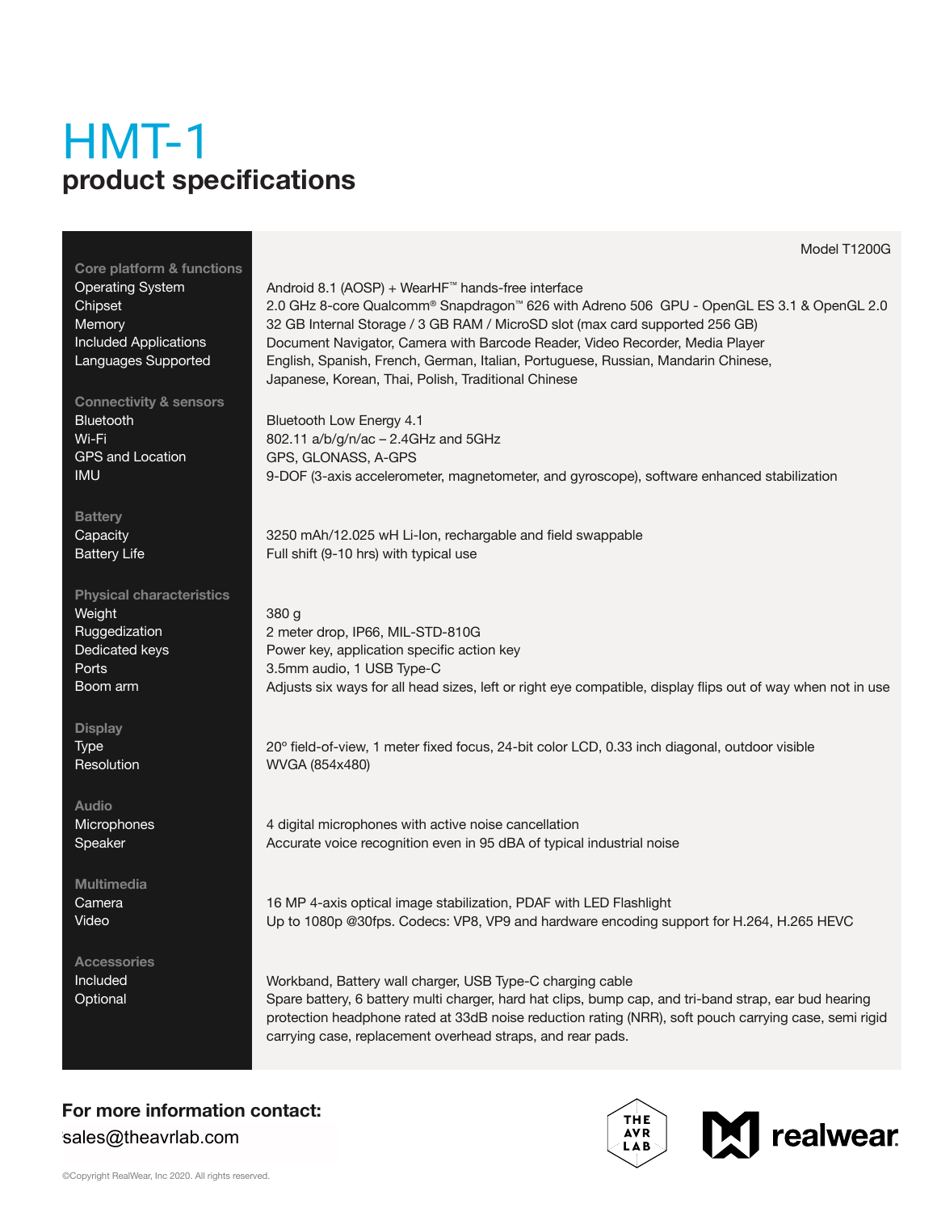# HMT-1

## product specifications

| | Model T1200G |
|---|---|
| **Core platform & functions** | |
| Operating System | Android 8.1 (AOSP) + WearHF™ hands-free interface |
| Chipset | 2.0 GHz 8-core Qualcomm® Snapdragon™ 626 with Adreno 506 GPU - OpenGL ES 3.1 & OpenGL 2.0 |
| Memory | 32 GB Internal Storage / 3 GB RAM / MicroSD slot (max card supported 256 GB) |
| Included Applications | Document Navigator, Camera with Barcode Reader, Video Recorder, Media Player |
| Languages Supported | English, Spanish, French, German, Italian, Portuguese, Russian, Mandarin Chinese, Japanese, Korean, Thai, Polish, Traditional Chinese |
| **Connectivity & sensors** | |
| Bluetooth | Bluetooth Low Energy 4.1 |
| Wi-Fi | 802.11 a/b/g/n/ac – 2.4GHz and 5GHz |
| GPS and Location | GPS, GLONASS, A-GPS |
| IMU | 9-DOF (3-axis accelerometer, magnetometer, and gyroscope), software enhanced stabilization |
| **Battery** | |
| Capacity | 3250 mAh/12.025 wH Li-Ion, rechargable and field swappable |
| Battery Life | Full shift (9-10 hrs) with typical use |
| **Physical characteristics** | |
| Weight | 380 g |
| Ruggedization | 2 meter drop, IP66, MIL-STD-810G |
| Dedicated keys | Power key, application specific action key |
| Ports | 3.5mm audio, 1 USB Type-C |
| Boom arm | Adjusts six ways for all head sizes, left or right eye compatible, display flips out of way when not in use |
| **Display** | |
| Type | 20º field-of-view, 1 meter fixed focus, 24-bit color LCD, 0.33 inch diagonal, outdoor visible |
| Resolution | WVGA (854x480) |
| **Audio** | |
| Microphones | 4 digital microphones with active noise cancellation |
| Speaker | Accurate voice recognition even in 95 dBA of typical industrial noise |
| **Multimedia** | |
| Camera | 16 MP 4-axis optical image stabilization, PDAF with LED Flashlight |
| Video | Up to 1080p @30fps. Codecs: VP8, VP9 and hardware encoding support for H.264, H.265 HEVC |
| **Accessories** | |
| Included | Workband, Battery wall charger, USB Type-C charging cable |
| Optional | Spare battery, 6 battery multi charger, hard hat clips, bump cap, and tri-band strap, ear bud hearing protection headphone rated at 33dB noise reduction rating (NRR), soft pouch carrying case, semi rigid carrying case, replacement overhead straps, and rear pads. |

**For more information contact:**

sales@theavrlab.com

THE AVR LAB

realwear

©Copyright RealWear, Inc 2020. All rights reserved.